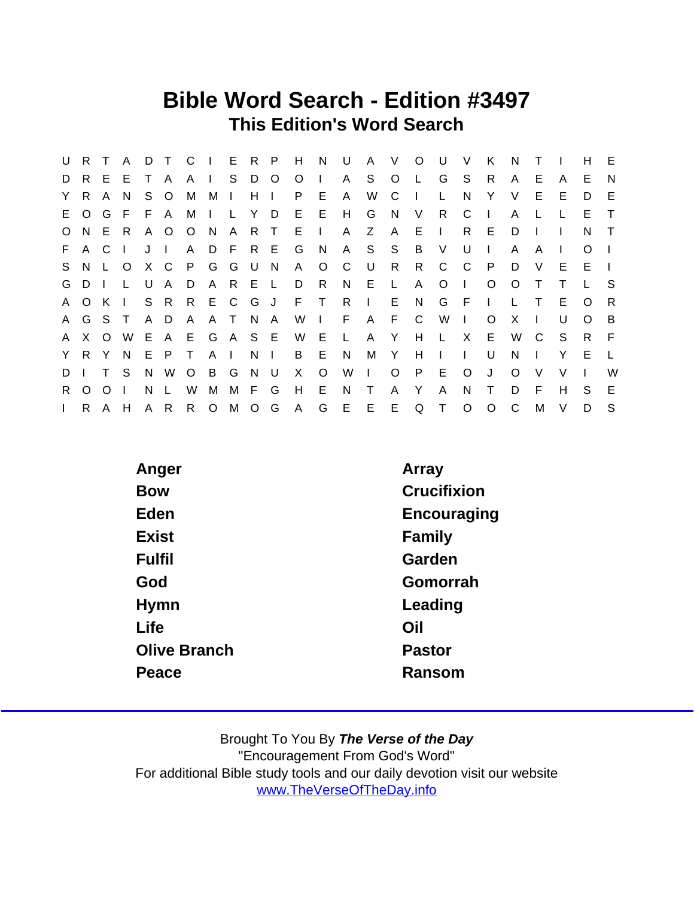# Bible Word Search - Edition #3497

## This Edition's Word Search

```
U R T A D T C I E R P H N U A V O U V K N T I H E
D R E E T A A I S D O O I A S O L G S R A E A E N
Y R A N S O M M I H I P E A W C I L N Y V E E D E
E O G F F A M I L Y D E E H G N V R C I A L L E T
O N E R A O O N A R T E I A Z A E I R E D I I N T
F A C I J I A D F R E G N A S S B V U I A A I O I
S N L O X C P G G U N A O C U R R C C P D V E E I
G D I L U A D A R E L D R N E L A O I O O T T L S
A O K I S R R E C G J F T R I E N G F I L T E O R
A G S T A D A A T N A W I F A F C W I O X I U O B
A X O W E A E G A S E W E L A Y H L X E W C S R F
Y R Y N E P T A I N I B E N M Y H I I U N I Y E L
D I T S N W O B G N U X O W I O P E O J O V V I W
R O O I N L W M M F G H E N T A Y A N T D F H S E
I R A H A R R O M O G A G E E E Q T O O C M V D S
```

| | |
|---|---|
| Anger | Array |
| Bow | Crucifixion |
| Eden | Encouraging |
| Exist | Family |
| Fulfil | Garden |
| God | Gomorrah |
| Hymn | Leading |
| Life | Oil |
| Olive Branch | Pastor |
| Peace | Ransom |

Brought To You By ***The Verse of the Day***
"Encouragement From God's Word"
For additional Bible study tools and our daily devotion visit our website
www.TheVerseOfTheDay.info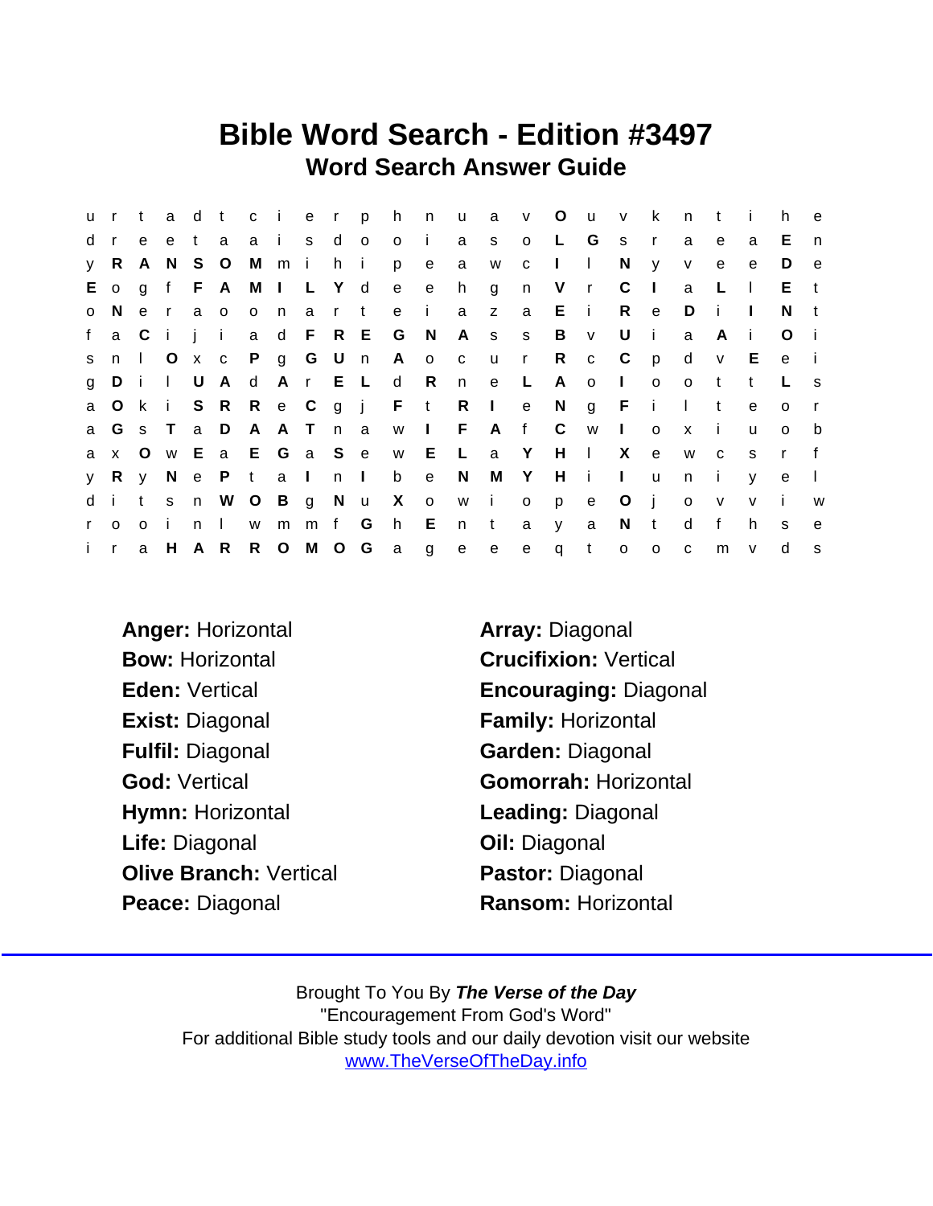# Bible Word Search - Edition #3497

## Word Search Answer Guide

```
u r t a d t c i e r p h n u a v O u v k n t i h e
d r e e t a a i s d o o i a s o L G s r a e a E n
y R A N S O M m i h i p e a w c I l N y v e e D e
E o g f F A M I L Y d e e h g n V r C I a L l E t
o N e r a o o n a r t e i a z a E i R e D i I N t
f a C i j i a d F R E G N A s s B v U i a A i O i
s n l O x c P g G U n A o c u r R c C p d v E e i
g D i l U A d A r E L d R n e L A o I o o t t L s
a O k i S R R e C g j F t R I e N g F i l t e o r
a G s T a D A A T n a w I F A f C w I o x i u o b
a x O w E a E G a S e w E L a Y H l X e w c s r f
y R y N e P t a I n I b e N M Y H i I u n i y e l
d i t s n W O B g N u X o w i o p e O j o v v i w
r o o i n l w m m f G h E n t a y a N t d f h s e
i r a H A R R O M O G a g e e e q t o o c m v d s
```

**Anger:** Horizontal
**Bow:** Horizontal
**Eden:** Vertical
**Exist:** Diagonal
**Fulfil:** Diagonal
**God:** Vertical
**Hymn:** Horizontal
**Life:** Diagonal
**Olive Branch:** Vertical
**Peace:** Diagonal
**Array:** Diagonal
**Crucifixion:** Vertical
**Encouraging:** Diagonal
**Family:** Horizontal
**Garden:** Diagonal
**Gomorrah:** Horizontal
**Leading:** Diagonal
**Oil:** Diagonal
**Pastor:** Diagonal
**Ransom:** Horizontal

Brought To You By ***The Verse of the Day***
"Encouragement From God's Word"
For additional Bible study tools and our daily devotion visit our website
www.TheVerseOfTheDay.info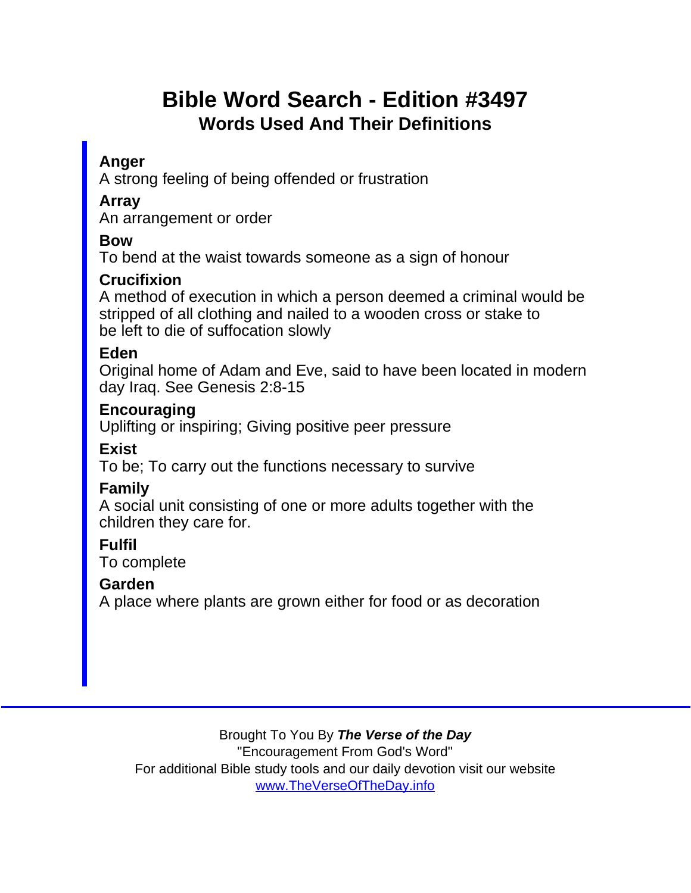# Bible Word Search - Edition #3497

## Words Used And Their Definitions

**Anger**
A strong feeling of being offended or frustration

**Array**
An arrangement or order

**Bow**
To bend at the waist towards someone as a sign of honour

**Crucifixion**
A method of execution in which a person deemed a criminal would be stripped of all clothing and nailed to a wooden cross or stake to be left to die of suffocation slowly

**Eden**
Original home of Adam and Eve, said to have been located in modern day Iraq. See Genesis 2:8-15

**Encouraging**
Uplifting or inspiring; Giving positive peer pressure

**Exist**
To be; To carry out the functions necessary to survive

**Family**
A social unit consisting of one or more adults together with the children they care for.

**Fulfil**
To complete

**Garden**
A place where plants are grown either for food or as decoration

---

Brought To You By ***The Verse of the Day***
"Encouragement From God's Word"
For additional Bible study tools and our daily devotion visit our website
www.TheVerseOfTheDay.info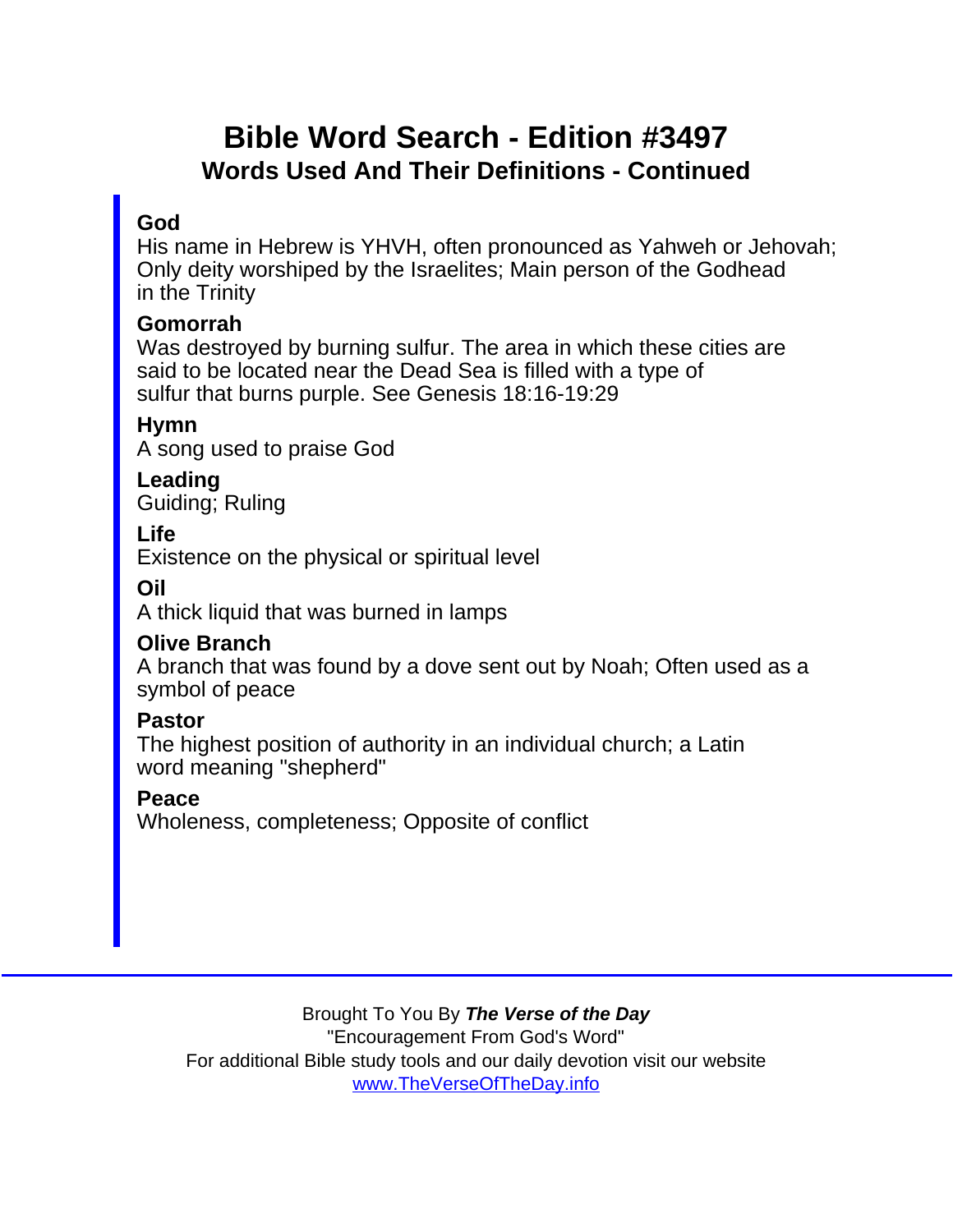# Bible Word Search - Edition #3497

## Words Used And Their Definitions - Continued

**God**
His name in Hebrew is YHVH, often pronounced as Yahweh or Jehovah; Only deity worshiped by the Israelites; Main person of the Godhead in the Trinity

**Gomorrah**
Was destroyed by burning sulfur. The area in which these cities are said to be located near the Dead Sea is filled with a type of sulfur that burns purple. See Genesis 18:16-19:29

**Hymn**
A song used to praise God

**Leading**
Guiding; Ruling

**Life**
Existence on the physical or spiritual level

**Oil**
A thick liquid that was burned in lamps

**Olive Branch**
A branch that was found by a dove sent out by Noah; Often used as a symbol of peace

**Pastor**
The highest position of authority in an individual church; a Latin word meaning "shepherd"

**Peace**
Wholeness, completeness; Opposite of conflict

Brought To You By ***The Verse of the Day***
"Encouragement From God's Word"
For additional Bible study tools and our daily devotion visit our website
www.TheVerseOfTheDay.info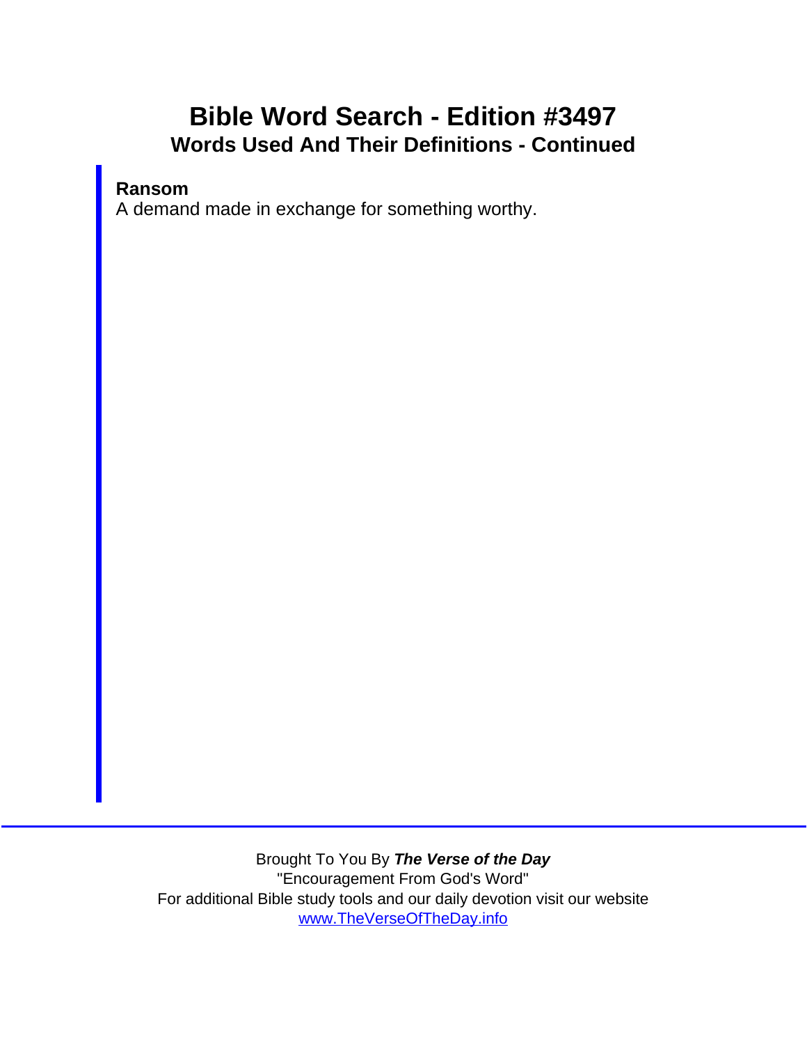# Bible Word Search - Edition #3497

## Words Used And Their Definitions - Continued

**Ransom**
A demand made in exchange for something worthy.

Brought To You By ***The Verse of the Day***
"Encouragement From God's Word"
For additional Bible study tools and our daily devotion visit our website
www.TheVerseOfTheDay.info